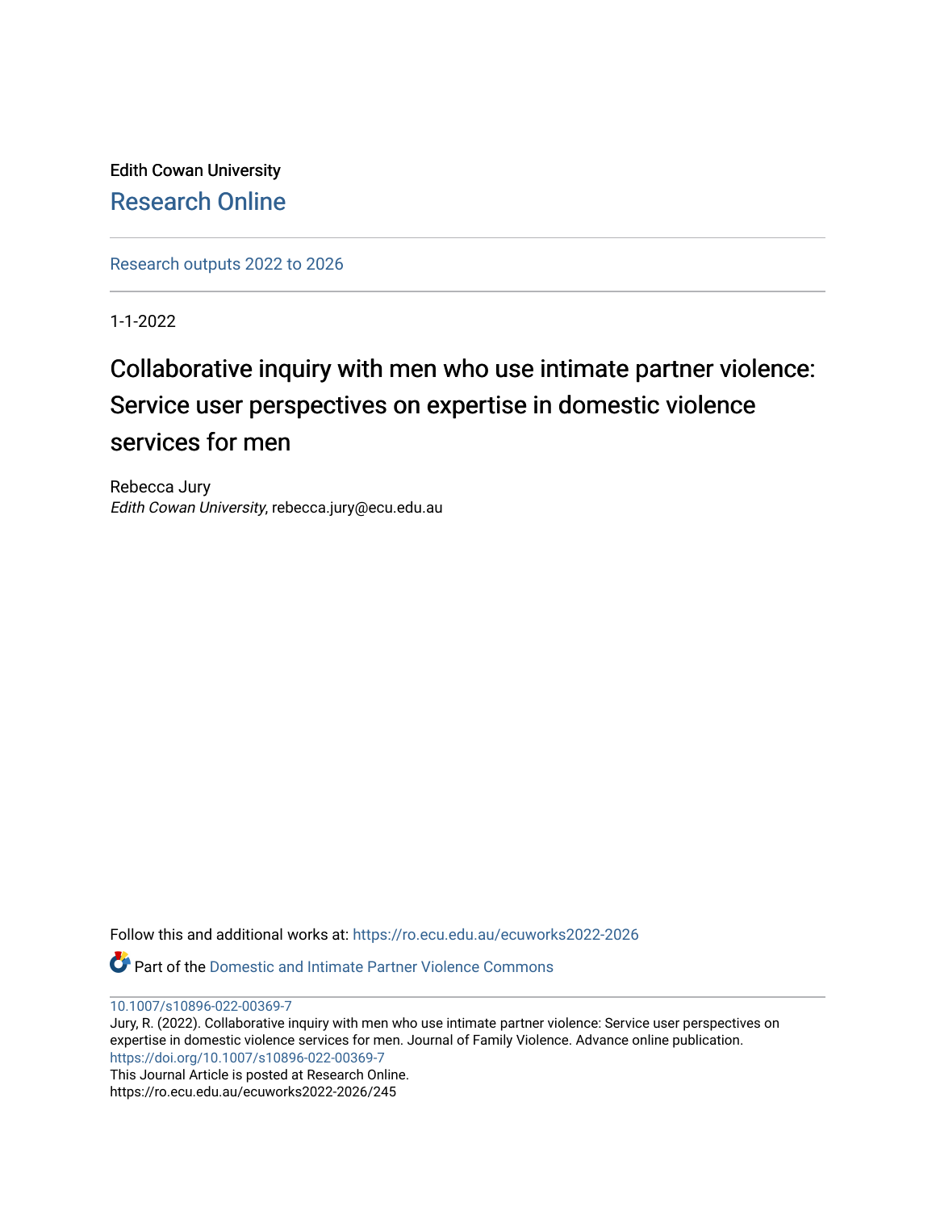Edith Cowan University

Research Online

Research outputs 2022 to 2026

1-1-2022

# Collaborative inquiry with men who use intimate partner violence: Service user perspectives on expertise in domestic violence services for men

Rebecca Jury

*Edith Cowan University*, rebecca.jury@ecu.edu.au

Follow this and additional works at: https://ro.ecu.edu.au/ecuworks2022-2026

Part of the Domestic and Intimate Partner Violence Commons

10.1007/s10896-022-00369-7

Jury, R. (2022). Collaborative inquiry with men who use intimate partner violence: Service user perspectives on expertise in domestic violence services for men. Journal of Family Violence. Advance online publication. https://doi.org/10.1007/s10896-022-00369-7

This Journal Article is posted at Research Online.

https://ro.ecu.edu.au/ecuworks2022-2026/245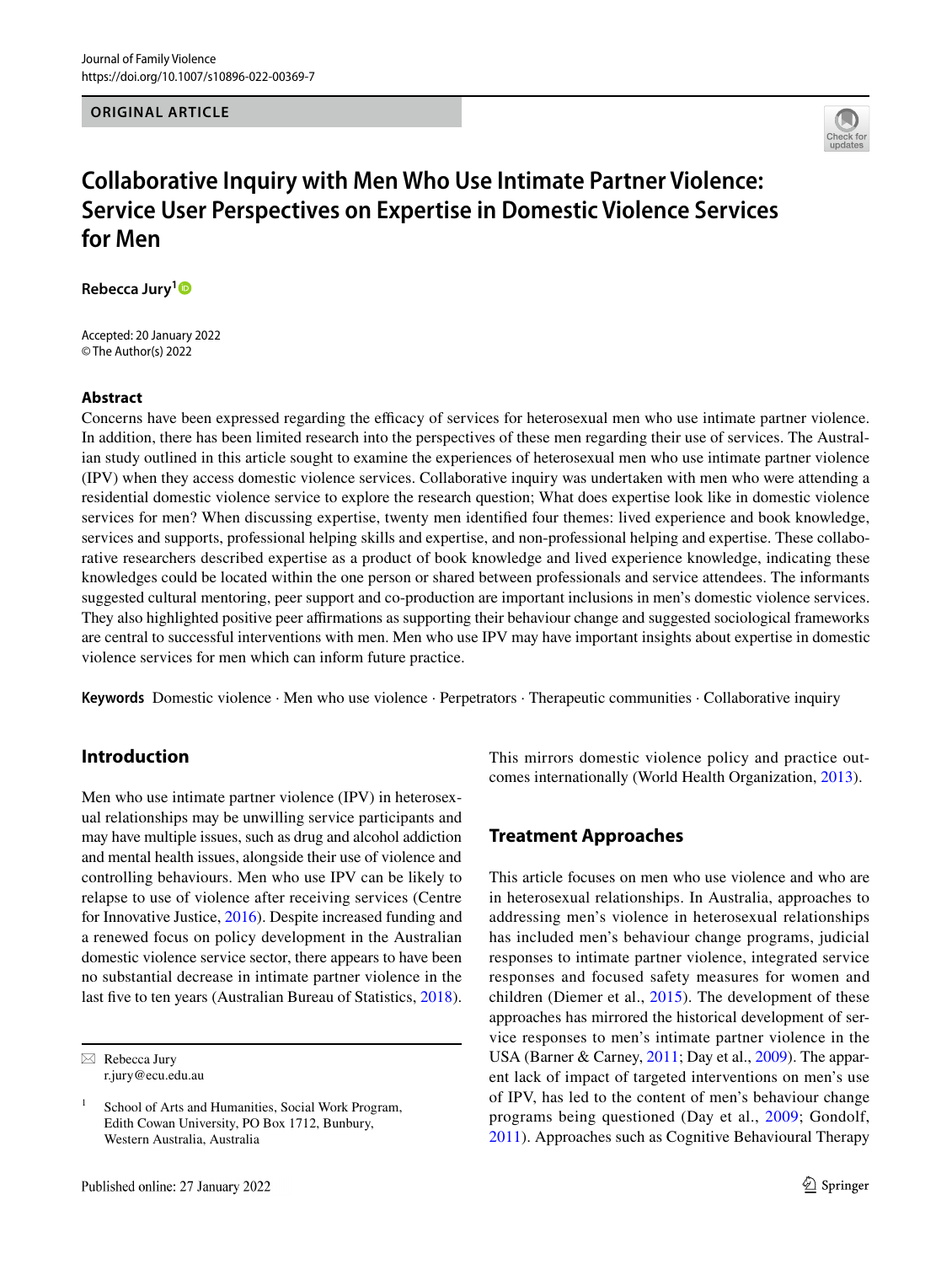ORIGINAL ARTICLE

# Collaborative Inquiry with Men Who Use Intimate Partner Violence: Service User Perspectives on Expertise in Domestic Violence Services for Men

**Rebecca Jury**[1]

Accepted: 20 January 2022
© The Author(s) 2022

## Abstract

Concerns have been expressed regarding the efficacy of services for heterosexual men who use intimate partner violence. In addition, there has been limited research into the perspectives of these men regarding their use of services. The Australian study outlined in this article sought to examine the experiences of heterosexual men who use intimate partner violence (IPV) when they access domestic violence services. Collaborative inquiry was undertaken with men who were attending a residential domestic violence service to explore the research question; What does expertise look like in domestic violence services for men? When discussing expertise, twenty men identified four themes: lived experience and book knowledge, services and supports, professional helping skills and expertise, and non-professional helping and expertise. These collaborative researchers described expertise as a product of book knowledge and lived experience knowledge, indicating these knowledges could be located within the one person or shared between professionals and service attendees. The informants suggested cultural mentoring, peer support and co-production are important inclusions in men's domestic violence services. They also highlighted positive peer affirmations as supporting their behaviour change and suggested sociological frameworks are central to successful interventions with men. Men who use IPV may have important insights about expertise in domestic violence services for men which can inform future practice.

**Keywords** Domestic violence · Men who use violence · Perpetrators · Therapeutic communities · Collaborative inquiry

## Introduction

Men who use intimate partner violence (IPV) in heterosexual relationships may be unwilling service participants and may have multiple issues, such as drug and alcohol addiction and mental health issues, alongside their use of violence and controlling behaviours. Men who use IPV can be likely to relapse to use of violence after receiving services (Centre for Innovative Justice, 2016). Despite increased funding and a renewed focus on policy development in the Australian domestic violence service sector, there appears to have been no substantial decrease in intimate partner violence in the last five to ten years (Australian Bureau of Statistics, 2018). This mirrors domestic violence policy and practice outcomes internationally (World Health Organization, 2013).

## Treatment Approaches

This article focuses on men who use violence and who are in heterosexual relationships. In Australia, approaches to addressing men's violence in heterosexual relationships has included men's behaviour change programs, judicial responses to intimate partner violence, integrated service responses and focused safety measures for women and children (Diemer et al., 2015). The development of these approaches has mirrored the historical development of service responses to men's intimate partner violence in the USA (Barner & Carney, 2011; Day et al., 2009). The apparent lack of impact of targeted interventions on men's use of IPV, has led to the content of men's behaviour change programs being questioned (Day et al., 2009; Gondolf, 2011). Approaches such as Cognitive Behavioural Therapy

✉ Rebecca Jury
r.jury@ecu.edu.au

[1] School of Arts and Humanities, Social Work Program, Edith Cowan University, PO Box 1712, Bunbury, Western Australia, Australia

Published online: 27 January 2022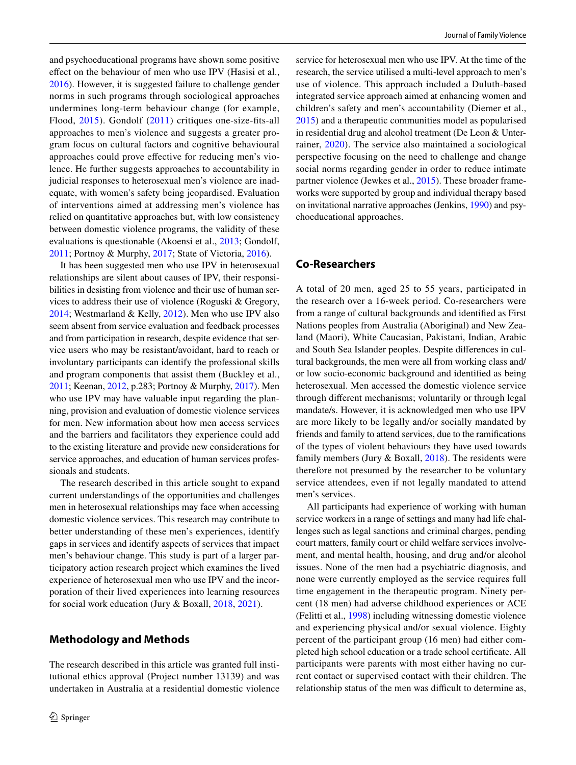and psychoeducational programs have shown some positive effect on the behaviour of men who use IPV (Hasisi et al., 2016). However, it is suggested failure to challenge gender norms in such programs through sociological approaches undermines long-term behaviour change (for example, Flood, 2015). Gondolf (2011) critiques one-size-fits-all approaches to men's violence and suggests a greater program focus on cultural factors and cognitive behavioural approaches could prove effective for reducing men's violence. He further suggests approaches to accountability in judicial responses to heterosexual men's violence are inadequate, with women's safety being jeopardised. Evaluation of interventions aimed at addressing men's violence has relied on quantitative approaches but, with low consistency between domestic violence programs, the validity of these evaluations is questionable (Akoensi et al., 2013; Gondolf, 2011; Portnoy & Murphy, 2017; State of Victoria, 2016).

It has been suggested men who use IPV in heterosexual relationships are silent about causes of IPV, their responsibilities in desisting from violence and their use of human services to address their use of violence (Roguski & Gregory, 2014; Westmarland & Kelly, 2012). Men who use IPV also seem absent from service evaluation and feedback processes and from participation in research, despite evidence that service users who may be resistant/avoidant, hard to reach or involuntary participants can identify the professional skills and program components that assist them (Buckley et al., 2011; Keenan, 2012, p.283; Portnoy & Murphy, 2017). Men who use IPV may have valuable input regarding the planning, provision and evaluation of domestic violence services for men. New information about how men access services and the barriers and facilitators they experience could add to the existing literature and provide new considerations for service approaches, and education of human services professionals and students.

The research described in this article sought to expand current understandings of the opportunities and challenges men in heterosexual relationships may face when accessing domestic violence services. This research may contribute to better understanding of these men's experiences, identify gaps in services and identify aspects of services that impact men's behaviour change. This study is part of a larger participatory action research project which examines the lived experience of heterosexual men who use IPV and the incorporation of their lived experiences into learning resources for social work education (Jury & Boxall, 2018, 2021).

## Methodology and Methods

The research described in this article was granted full institutional ethics approval (Project number 13139) and was undertaken in Australia at a residential domestic violence service for heterosexual men who use IPV. At the time of the research, the service utilised a multi-level approach to men's use of violence. This approach included a Duluth-based integrated service approach aimed at enhancing women and children's safety and men's accountability (Diemer et al., 2015) and a therapeutic communities model as popularised in residential drug and alcohol treatment (De Leon & Unterrainer, 2020). The service also maintained a sociological perspective focusing on the need to challenge and change social norms regarding gender in order to reduce intimate partner violence (Jewkes et al., 2015). These broader frameworks were supported by group and individual therapy based on invitational narrative approaches (Jenkins, 1990) and psychoeducational approaches.

### Co-Researchers

A total of 20 men, aged 25 to 55 years, participated in the research over a 16-week period. Co-researchers were from a range of cultural backgrounds and identified as First Nations peoples from Australia (Aboriginal) and New Zealand (Maori), White Caucasian, Pakistani, Indian, Arabic and South Sea Islander peoples. Despite differences in cultural backgrounds, the men were all from working class and/or low socio-economic background and identified as being heterosexual. Men accessed the domestic violence service through different mechanisms; voluntarily or through legal mandate/s. However, it is acknowledged men who use IPV are more likely to be legally and/or socially mandated by friends and family to attend services, due to the ramifications of the types of violent behaviours they have used towards family members (Jury & Boxall, 2018). The residents were therefore not presumed by the researcher to be voluntary service attendees, even if not legally mandated to attend men's services.

All participants had experience of working with human service workers in a range of settings and many had life challenges such as legal sanctions and criminal charges, pending court matters, family court or child welfare services involvement, and mental health, housing, and drug and/or alcohol issues. None of the men had a psychiatric diagnosis, and none were currently employed as the service requires full time engagement in the therapeutic program. Ninety percent (18 men) had adverse childhood experiences or ACE (Felitti et al., 1998) including witnessing domestic violence and experiencing physical and/or sexual violence. Eighty percent of the participant group (16 men) had either completed high school education or a trade school certificate. All participants were parents with most either having no current contact or supervised contact with their children. The relationship status of the men was difficult to determine as,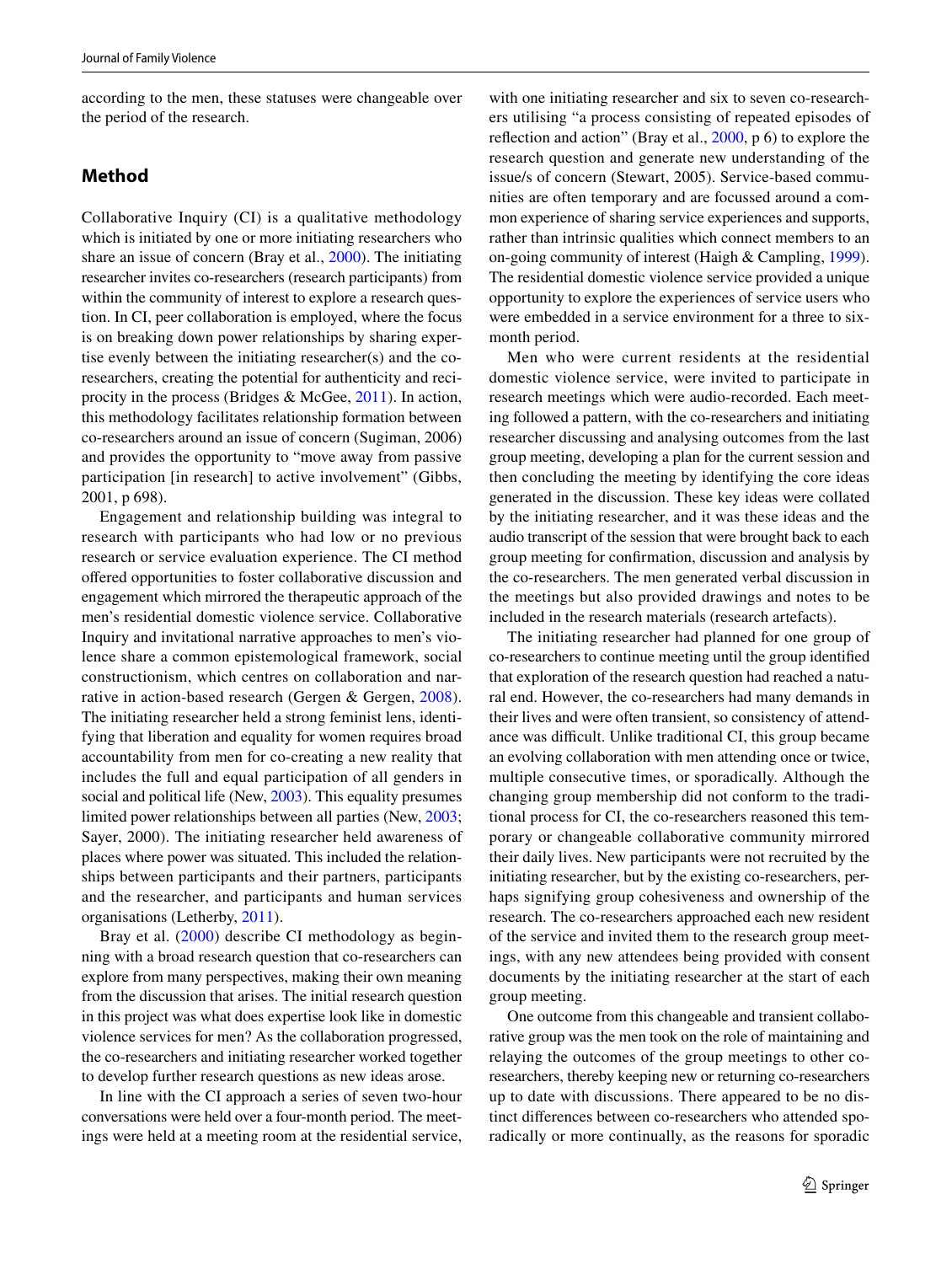according to the men, these statuses were changeable over the period of the research.

## Method

Collaborative Inquiry (CI) is a qualitative methodology which is initiated by one or more initiating researchers who share an issue of concern (Bray et al., 2000). The initiating researcher invites co-researchers (research participants) from within the community of interest to explore a research question. In CI, peer collaboration is employed, where the focus is on breaking down power relationships by sharing expertise evenly between the initiating researcher(s) and the co-researchers, creating the potential for authenticity and reciprocity in the process (Bridges & McGee, 2011). In action, this methodology facilitates relationship formation between co-researchers around an issue of concern (Sugiman, 2006) and provides the opportunity to "move away from passive participation [in research] to active involvement" (Gibbs, 2001, p 698).

Engagement and relationship building was integral to research with participants who had low or no previous research or service evaluation experience. The CI method offered opportunities to foster collaborative discussion and engagement which mirrored the therapeutic approach of the men's residential domestic violence service. Collaborative Inquiry and invitational narrative approaches to men's violence share a common epistemological framework, social constructionism, which centres on collaboration and narrative in action-based research (Gergen & Gergen, 2008). The initiating researcher held a strong feminist lens, identifying that liberation and equality for women requires broad accountability from men for co-creating a new reality that includes the full and equal participation of all genders in social and political life (New, 2003). This equality presumes limited power relationships between all parties (New, 2003; Sayer, 2000). The initiating researcher held awareness of places where power was situated. This included the relationships between participants and their partners, participants and the researcher, and participants and human services organisations (Letherby, 2011).

Bray et al. (2000) describe CI methodology as beginning with a broad research question that co-researchers can explore from many perspectives, making their own meaning from the discussion that arises. The initial research question in this project was what does expertise look like in domestic violence services for men? As the collaboration progressed, the co-researchers and initiating researcher worked together to develop further research questions as new ideas arose.

In line with the CI approach a series of seven two-hour conversations were held over a four-month period. The meetings were held at a meeting room at the residential service, with one initiating researcher and six to seven co-researchers utilising "a process consisting of repeated episodes of reflection and action" (Bray et al., 2000, p 6) to explore the research question and generate new understanding of the issue/s of concern (Stewart, 2005). Service-based communities are often temporary and are focussed around a common experience of sharing service experiences and supports, rather than intrinsic qualities which connect members to an on-going community of interest (Haigh & Campling, 1999). The residential domestic violence service provided a unique opportunity to explore the experiences of service users who were embedded in a service environment for a three to six-month period.

Men who were current residents at the residential domestic violence service, were invited to participate in research meetings which were audio-recorded. Each meeting followed a pattern, with the co-researchers and initiating researcher discussing and analysing outcomes from the last group meeting, developing a plan for the current session and then concluding the meeting by identifying the core ideas generated in the discussion. These key ideas were collated by the initiating researcher, and it was these ideas and the audio transcript of the session that were brought back to each group meeting for confirmation, discussion and analysis by the co-researchers. The men generated verbal discussion in the meetings but also provided drawings and notes to be included in the research materials (research artefacts).

The initiating researcher had planned for one group of co-researchers to continue meeting until the group identified that exploration of the research question had reached a natural end. However, the co-researchers had many demands in their lives and were often transient, so consistency of attendance was difficult. Unlike traditional CI, this group became an evolving collaboration with men attending once or twice, multiple consecutive times, or sporadically. Although the changing group membership did not conform to the traditional process for CI, the co-researchers reasoned this temporary or changeable collaborative community mirrored their daily lives. New participants were not recruited by the initiating researcher, but by the existing co-researchers, perhaps signifying group cohesiveness and ownership of the research. The co-researchers approached each new resident of the service and invited them to the research group meetings, with any new attendees being provided with consent documents by the initiating researcher at the start of each group meeting.

One outcome from this changeable and transient collaborative group was the men took on the role of maintaining and relaying the outcomes of the group meetings to other co-researchers, thereby keeping new or returning co-researchers up to date with discussions. There appeared to be no distinct differences between co-researchers who attended sporadically or more continually, as the reasons for sporadic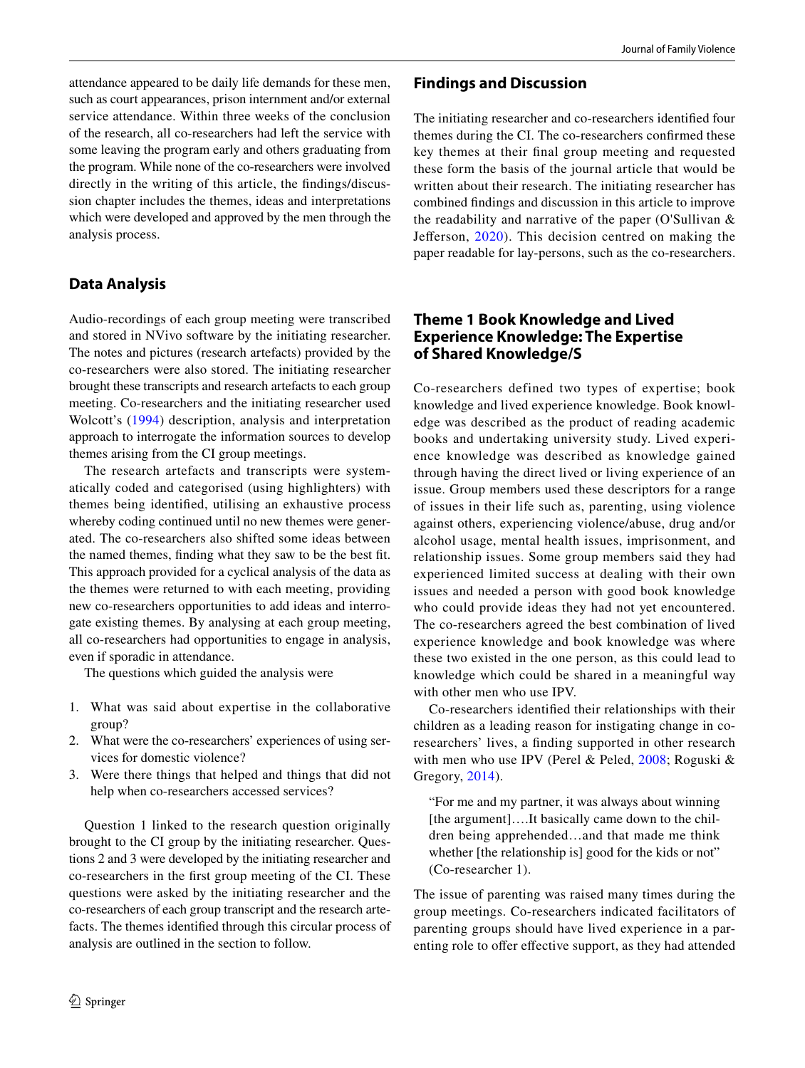attendance appeared to be daily life demands for these men, such as court appearances, prison internment and/or external service attendance. Within three weeks of the conclusion of the research, all co-researchers had left the service with some leaving the program early and others graduating from the program. While none of the co-researchers were involved directly in the writing of this article, the findings/discussion chapter includes the themes, ideas and interpretations which were developed and approved by the men through the analysis process.

## Data Analysis

Audio-recordings of each group meeting were transcribed and stored in NVivo software by the initiating researcher. The notes and pictures (research artefacts) provided by the co-researchers were also stored. The initiating researcher brought these transcripts and research artefacts to each group meeting. Co-researchers and the initiating researcher used Wolcott's (1994) description, analysis and interpretation approach to interrogate the information sources to develop themes arising from the CI group meetings.

The research artefacts and transcripts were systematically coded and categorised (using highlighters) with themes being identified, utilising an exhaustive process whereby coding continued until no new themes were generated. The co-researchers also shifted some ideas between the named themes, finding what they saw to be the best fit. This approach provided for a cyclical analysis of the data as the themes were returned to with each meeting, providing new co-researchers opportunities to add ideas and interrogate existing themes. By analysing at each group meeting, all co-researchers had opportunities to engage in analysis, even if sporadic in attendance.

The questions which guided the analysis were

1. What was said about expertise in the collaborative group?
2. What were the co-researchers' experiences of using services for domestic violence?
3. Were there things that helped and things that did not help when co-researchers accessed services?

Question 1 linked to the research question originally brought to the CI group by the initiating researcher. Questions 2 and 3 were developed by the initiating researcher and co-researchers in the first group meeting of the CI. These questions were asked by the initiating researcher and the co-researchers of each group transcript and the research artefacts. The themes identified through this circular process of analysis are outlined in the section to follow.

## Findings and Discussion

The initiating researcher and co-researchers identified four themes during the CI. The co-researchers confirmed these key themes at their final group meeting and requested these form the basis of the journal article that would be written about their research. The initiating researcher has combined findings and discussion in this article to improve the readability and narrative of the paper (O'Sullivan & Jefferson, 2020). This decision centred on making the paper readable for lay-persons, such as the co-researchers.

### Theme 1 Book Knowledge and Lived Experience Knowledge: The Expertise of Shared Knowledge/S

Co-researchers defined two types of expertise; book knowledge and lived experience knowledge. Book knowledge was described as the product of reading academic books and undertaking university study. Lived experience knowledge was described as knowledge gained through having the direct lived or living experience of an issue. Group members used these descriptors for a range of issues in their life such as, parenting, using violence against others, experiencing violence/abuse, drug and/or alcohol usage, mental health issues, imprisonment, and relationship issues. Some group members said they had experienced limited success at dealing with their own issues and needed a person with good book knowledge who could provide ideas they had not yet encountered. The co-researchers agreed the best combination of lived experience knowledge and book knowledge was where these two existed in the one person, as this could lead to knowledge which could be shared in a meaningful way with other men who use IPV.

Co-researchers identified their relationships with their children as a leading reason for instigating change in co-researchers' lives, a finding supported in other research with men who use IPV (Perel & Peled, 2008; Roguski & Gregory, 2014).

> "For me and my partner, it was always about winning [the argument]….It basically came down to the children being apprehended…and that made me think whether [the relationship is] good for the kids or not" (Co-researcher 1).

The issue of parenting was raised many times during the group meetings. Co-researchers indicated facilitators of parenting groups should have lived experience in a parenting role to offer effective support, as they had attended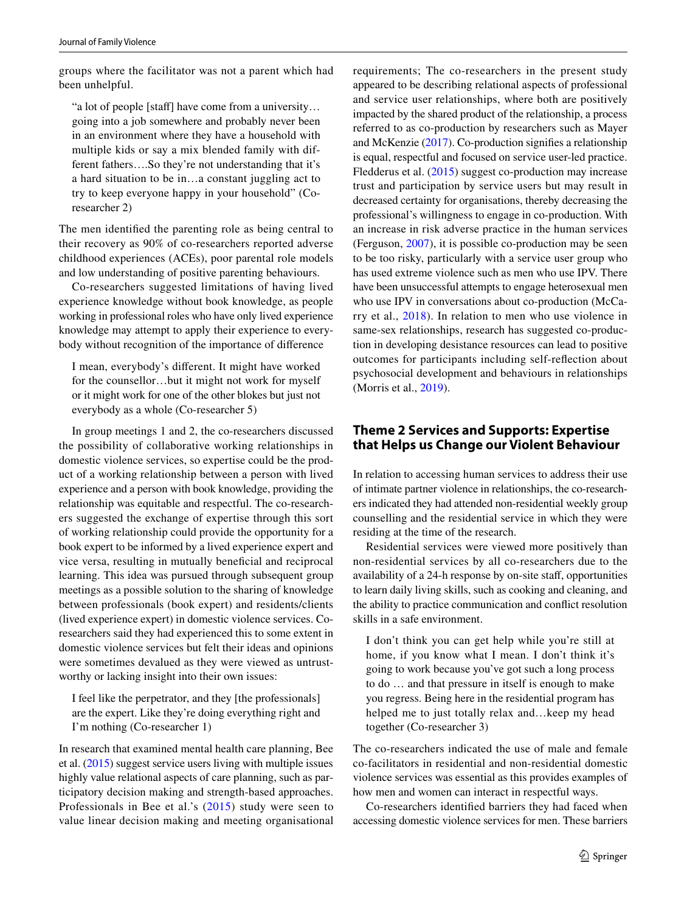groups where the facilitator was not a parent which had been unhelpful.

> "a lot of people [staff] have come from a university…going into a job somewhere and probably never been in an environment where they have a household with multiple kids or say a mix blended family with different fathers….So they're not understanding that it's a hard situation to be in…a constant juggling act to try to keep everyone happy in your household" (Co-researcher 2)

The men identified the parenting role as being central to their recovery as 90% of co-researchers reported adverse childhood experiences (ACEs), poor parental role models and low understanding of positive parenting behaviours.

Co-researchers suggested limitations of having lived experience knowledge without book knowledge, as people working in professional roles who have only lived experience knowledge may attempt to apply their experience to everybody without recognition of the importance of difference

> I mean, everybody's different. It might have worked for the counsellor…but it might not work for myself or it might work for one of the other blokes but just not everybody as a whole (Co-researcher 5)

In group meetings 1 and 2, the co-researchers discussed the possibility of collaborative working relationships in domestic violence services, so expertise could be the product of a working relationship between a person with lived experience and a person with book knowledge, providing the relationship was equitable and respectful. The co-researchers suggested the exchange of expertise through this sort of working relationship could provide the opportunity for a book expert to be informed by a lived experience expert and vice versa, resulting in mutually beneficial and reciprocal learning. This idea was pursued through subsequent group meetings as a possible solution to the sharing of knowledge between professionals (book expert) and residents/clients (lived experience expert) in domestic violence services. Co-researchers said they had experienced this to some extent in domestic violence services but felt their ideas and opinions were sometimes devalued as they were viewed as untrustworthy or lacking insight into their own issues:

> I feel like the perpetrator, and they [the professionals] are the expert. Like they're doing everything right and I'm nothing (Co-researcher 1)

In research that examined mental health care planning, Bee et al. (2015) suggest service users living with multiple issues highly value relational aspects of care planning, such as participatory decision making and strength-based approaches. Professionals in Bee et al.'s (2015) study were seen to value linear decision making and meeting organisational requirements; The co-researchers in the present study appeared to be describing relational aspects of professional and service user relationships, where both are positively impacted by the shared product of the relationship, a process referred to as co-production by researchers such as Mayer and McKenzie (2017). Co-production signifies a relationship is equal, respectful and focused on service user-led practice. Fledderus et al. (2015) suggest co-production may increase trust and participation by service users but may result in decreased certainty for organisations, thereby decreasing the professional's willingness to engage in co-production. With an increase in risk adverse practice in the human services (Ferguson, 2007), it is possible co-production may be seen to be too risky, particularly with a service user group who has used extreme violence such as men who use IPV. There have been unsuccessful attempts to engage heterosexual men who use IPV in conversations about co-production (McCarry et al., 2018). In relation to men who use violence in same-sex relationships, research has suggested co-production in developing desistance resources can lead to positive outcomes for participants including self-reflection about psychosocial development and behaviours in relationships (Morris et al., 2019).

## Theme 2 Services and Supports: Expertise that Helps us Change our Violent Behaviour

In relation to accessing human services to address their use of intimate partner violence in relationships, the co-researchers indicated they had attended non-residential weekly group counselling and the residential service in which they were residing at the time of the research.

Residential services were viewed more positively than non-residential services by all co-researchers due to the availability of a 24-h response by on-site staff, opportunities to learn daily living skills, such as cooking and cleaning, and the ability to practice communication and conflict resolution skills in a safe environment.

> I don't think you can get help while you're still at home, if you know what I mean. I don't think it's going to work because you've got such a long process to do … and that pressure in itself is enough to make you regress. Being here in the residential program has helped me to just totally relax and…keep my head together (Co-researcher 3)

The co-researchers indicated the use of male and female co-facilitators in residential and non-residential domestic violence services was essential as this provides examples of how men and women can interact in respectful ways.

Co-researchers identified barriers they had faced when accessing domestic violence services for men. These barriers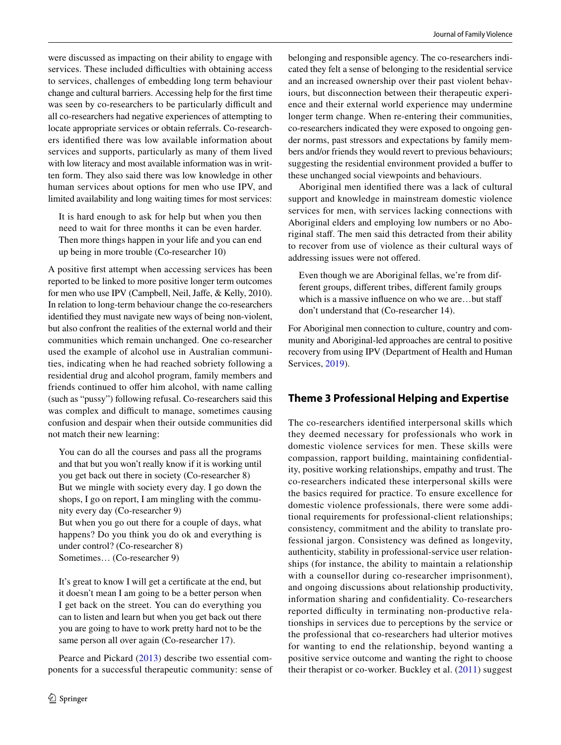were discussed as impacting on their ability to engage with services. These included difficulties with obtaining access to services, challenges of embedding long term behaviour change and cultural barriers. Accessing help for the first time was seen by co-researchers to be particularly difficult and all co-researchers had negative experiences of attempting to locate appropriate services or obtain referrals. Co-researchers identified there was low available information about services and supports, particularly as many of them lived with low literacy and most available information was in written form. They also said there was low knowledge in other human services about options for men who use IPV, and limited availability and long waiting times for most services:

> It is hard enough to ask for help but when you then need to wait for three months it can be even harder. Then more things happen in your life and you can end up being in more trouble (Co-researcher 10)

A positive first attempt when accessing services has been reported to be linked to more positive longer term outcomes for men who use IPV (Campbell, Neil, Jaffe, & Kelly, 2010). In relation to long-term behaviour change the co-researchers identified they must navigate new ways of being non-violent, but also confront the realities of the external world and their communities which remain unchanged. One co-researcher used the example of alcohol use in Australian communities, indicating when he had reached sobriety following a residential drug and alcohol program, family members and friends continued to offer him alcohol, with name calling (such as "pussy") following refusal. Co-researchers said this was complex and difficult to manage, sometimes causing confusion and despair when their outside communities did not match their new learning:

> You can do all the courses and pass all the programs and that but you won't really know if it is working until you get back out there in society (Co-researcher 8)
> But we mingle with society every day. I go down the shops, I go on report, I am mingling with the community every day (Co-researcher 9)
> But when you go out there for a couple of days, what happens? Do you think you do ok and everything is under control? (Co-researcher 8)
> Sometimes… (Co-researcher 9)

> It's great to know I will get a certificate at the end, but it doesn't mean I am going to be a better person when I get back on the street. You can do everything you can to listen and learn but when you get back out there you are going to have to work pretty hard not to be the same person all over again (Co-researcher 17).

Pearce and Pickard (2013) describe two essential components for a successful therapeutic community: sense of belonging and responsible agency. The co-researchers indicated they felt a sense of belonging to the residential service and an increased ownership over their past violent behaviours, but disconnection between their therapeutic experience and their external world experience may undermine longer term change. When re-entering their communities, co-researchers indicated they were exposed to ongoing gender norms, past stressors and expectations by family members and/or friends they would revert to previous behaviours; suggesting the residential environment provided a buffer to these unchanged social viewpoints and behaviours.

Aboriginal men identified there was a lack of cultural support and knowledge in mainstream domestic violence services for men, with services lacking connections with Aboriginal elders and employing low numbers or no Aboriginal staff. The men said this detracted from their ability to recover from use of violence as their cultural ways of addressing issues were not offered.

> Even though we are Aboriginal fellas, we're from different groups, different tribes, different family groups which is a massive influence on who we are…but staff don't understand that (Co-researcher 14).

For Aboriginal men connection to culture, country and community and Aboriginal-led approaches are central to positive recovery from using IPV (Department of Health and Human Services, 2019).

## Theme 3 Professional Helping and Expertise

The co-researchers identified interpersonal skills which they deemed necessary for professionals who work in domestic violence services for men. These skills were compassion, rapport building, maintaining confidentiality, positive working relationships, empathy and trust. The co-researchers indicated these interpersonal skills were the basics required for practice. To ensure excellence for domestic violence professionals, there were some additional requirements for professional-client relationships; consistency, commitment and the ability to translate professional jargon. Consistency was defined as longevity, authenticity, stability in professional-service user relationships (for instance, the ability to maintain a relationship with a counsellor during co-researcher imprisonment), and ongoing discussions about relationship productivity, information sharing and confidentiality. Co-researchers reported difficulty in terminating non-productive relationships in services due to perceptions by the service or the professional that co-researchers had ulterior motives for wanting to end the relationship, beyond wanting a positive service outcome and wanting the right to choose their therapist or co-worker. Buckley et al. (2011) suggest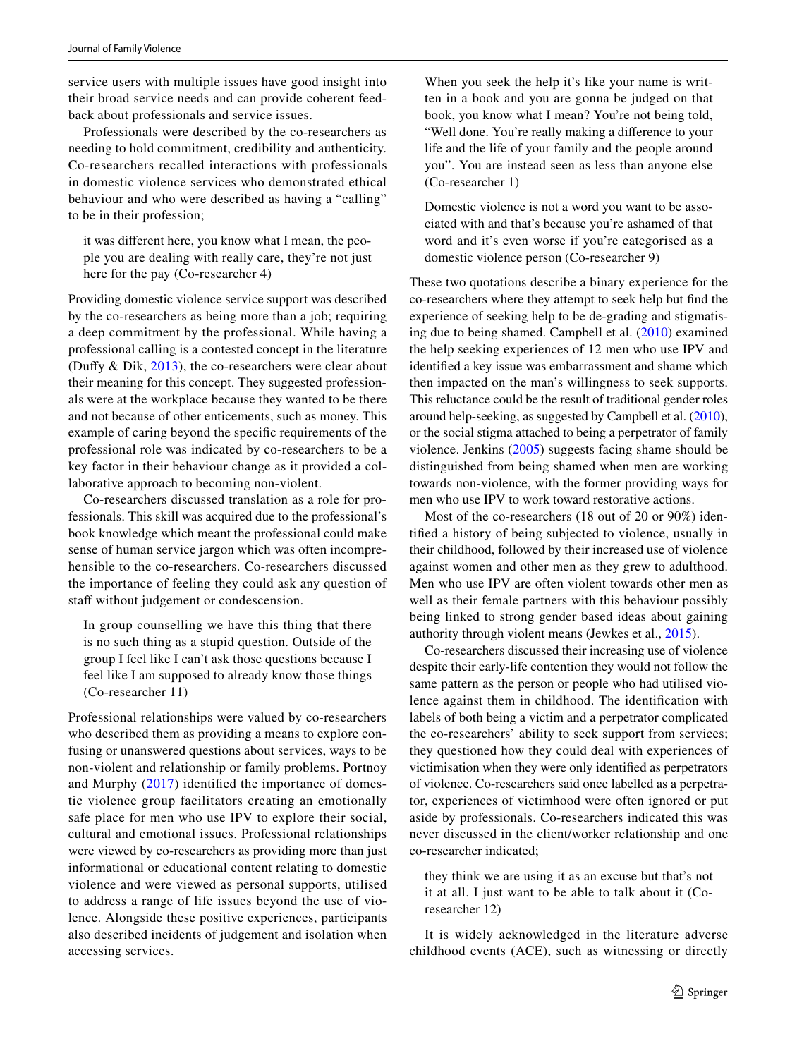service users with multiple issues have good insight into their broad service needs and can provide coherent feedback about professionals and service issues.

Professionals were described by the co-researchers as needing to hold commitment, credibility and authenticity. Co-researchers recalled interactions with professionals in domestic violence services who demonstrated ethical behaviour and who were described as having a "calling" to be in their profession;

> it was different here, you know what I mean, the people you are dealing with really care, they're not just here for the pay (Co-researcher 4)

Providing domestic violence service support was described by the co-researchers as being more than a job; requiring a deep commitment by the professional. While having a professional calling is a contested concept in the literature (Duffy & Dik, 2013), the co-researchers were clear about their meaning for this concept. They suggested professionals were at the workplace because they wanted to be there and not because of other enticements, such as money. This example of caring beyond the specific requirements of the professional role was indicated by co-researchers to be a key factor in their behaviour change as it provided a collaborative approach to becoming non-violent.

Co-researchers discussed translation as a role for professionals. This skill was acquired due to the professional's book knowledge which meant the professional could make sense of human service jargon which was often incomprehensible to the co-researchers. Co-researchers discussed the importance of feeling they could ask any question of staff without judgement or condescension.

> In group counselling we have this thing that there is no such thing as a stupid question. Outside of the group I feel like I can't ask those questions because I feel like I am supposed to already know those things (Co-researcher 11)

Professional relationships were valued by co-researchers who described them as providing a means to explore confusing or unanswered questions about services, ways to be non-violent and relationship or family problems. Portnoy and Murphy (2017) identified the importance of domestic violence group facilitators creating an emotionally safe place for men who use IPV to explore their social, cultural and emotional issues. Professional relationships were viewed by co-researchers as providing more than just informational or educational content relating to domestic violence and were viewed as personal supports, utilised to address a range of life issues beyond the use of violence. Alongside these positive experiences, participants also described incidents of judgement and isolation when accessing services.

> When you seek the help it's like your name is written in a book and you are gonna be judged on that book, you know what I mean? You're not being told, "Well done. You're really making a difference to your life and the life of your family and the people around you". You are instead seen as less than anyone else (Co-researcher 1)

> Domestic violence is not a word you want to be associated with and that's because you're ashamed of that word and it's even worse if you're categorised as a domestic violence person (Co-researcher 9)

These two quotations describe a binary experience for the co-researchers where they attempt to seek help but find the experience of seeking help to be de-grading and stigmatising due to being shamed. Campbell et al. (2010) examined the help seeking experiences of 12 men who use IPV and identified a key issue was embarrassment and shame which then impacted on the man's willingness to seek supports. This reluctance could be the result of traditional gender roles around help-seeking, as suggested by Campbell et al. (2010), or the social stigma attached to being a perpetrator of family violence. Jenkins (2005) suggests facing shame should be distinguished from being shamed when men are working towards non-violence, with the former providing ways for men who use IPV to work toward restorative actions.

Most of the co-researchers (18 out of 20 or 90%) identified a history of being subjected to violence, usually in their childhood, followed by their increased use of violence against women and other men as they grew to adulthood. Men who use IPV are often violent towards other men as well as their female partners with this behaviour possibly being linked to strong gender based ideas about gaining authority through violent means (Jewkes et al., 2015).

Co-researchers discussed their increasing use of violence despite their early-life contention they would not follow the same pattern as the person or people who had utilised violence against them in childhood. The identification with labels of both being a victim and a perpetrator complicated the co-researchers' ability to seek support from services; they questioned how they could deal with experiences of victimisation when they were only identified as perpetrators of violence. Co-researchers said once labelled as a perpetrator, experiences of victimhood were often ignored or put aside by professionals. Co-researchers indicated this was never discussed in the client/worker relationship and one co-researcher indicated;

> they think we are using it as an excuse but that's not it at all. I just want to be able to talk about it (Co-researcher 12)

It is widely acknowledged in the literature adverse childhood events (ACE), such as witnessing or directly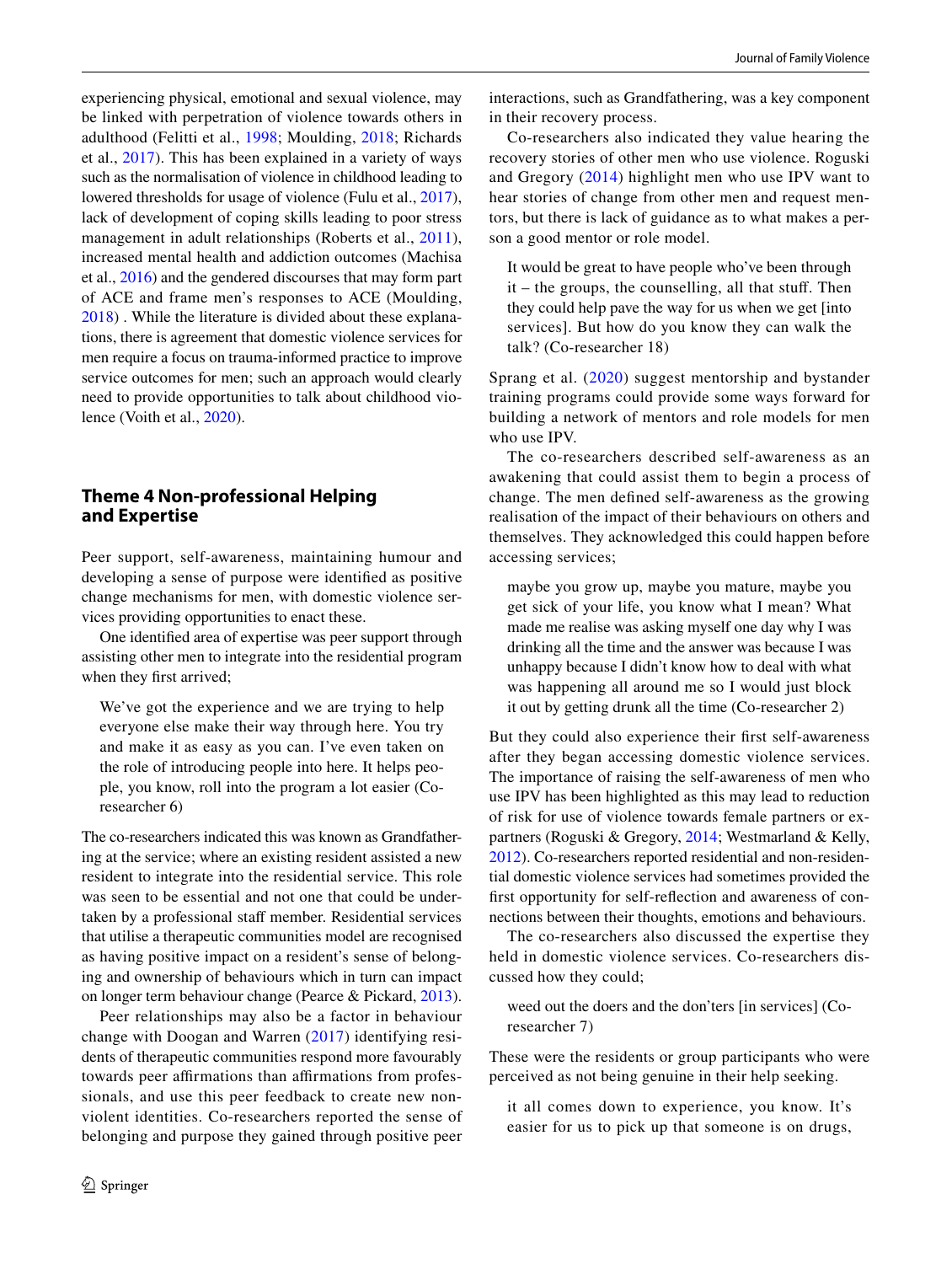experiencing physical, emotional and sexual violence, may be linked with perpetration of violence towards others in adulthood (Felitti et al., 1998; Moulding, 2018; Richards et al., 2017). This has been explained in a variety of ways such as the normalisation of violence in childhood leading to lowered thresholds for usage of violence (Fulu et al., 2017), lack of development of coping skills leading to poor stress management in adult relationships (Roberts et al., 2011), increased mental health and addiction outcomes (Machisa et al., 2016) and the gendered discourses that may form part of ACE and frame men's responses to ACE (Moulding, 2018) . While the literature is divided about these explanations, there is agreement that domestic violence services for men require a focus on trauma-informed practice to improve service outcomes for men; such an approach would clearly need to provide opportunities to talk about childhood violence (Voith et al., 2020).

## Theme 4 Non-professional Helping and Expertise

Peer support, self-awareness, maintaining humour and developing a sense of purpose were identified as positive change mechanisms for men, with domestic violence services providing opportunities to enact these.

One identified area of expertise was peer support through assisting other men to integrate into the residential program when they first arrived;

> We've got the experience and we are trying to help everyone else make their way through here. You try and make it as easy as you can. I've even taken on the role of introducing people into here. It helps people, you know, roll into the program a lot easier (Co-researcher 6)

The co-researchers indicated this was known as Grandfathering at the service; where an existing resident assisted a new resident to integrate into the residential service. This role was seen to be essential and not one that could be undertaken by a professional staff member. Residential services that utilise a therapeutic communities model are recognised as having positive impact on a resident's sense of belonging and ownership of behaviours which in turn can impact on longer term behaviour change (Pearce & Pickard, 2013).

Peer relationships may also be a factor in behaviour change with Doogan and Warren (2017) identifying residents of therapeutic communities respond more favourably towards peer affirmations than affirmations from professionals, and use this peer feedback to create new non-violent identities. Co-researchers reported the sense of belonging and purpose they gained through positive peer interactions, such as Grandfathering, was a key component in their recovery process.

Co-researchers also indicated they value hearing the recovery stories of other men who use violence. Roguski and Gregory (2014) highlight men who use IPV want to hear stories of change from other men and request mentors, but there is lack of guidance as to what makes a person a good mentor or role model.

> It would be great to have people who've been through it – the groups, the counselling, all that stuff. Then they could help pave the way for us when we get [into services]. But how do you know they can walk the talk? (Co-researcher 18)

Sprang et al. (2020) suggest mentorship and bystander training programs could provide some ways forward for building a network of mentors and role models for men who use IPV.

The co-researchers described self-awareness as an awakening that could assist them to begin a process of change. The men defined self-awareness as the growing realisation of the impact of their behaviours on others and themselves. They acknowledged this could happen before accessing services;

> maybe you grow up, maybe you mature, maybe you get sick of your life, you know what I mean? What made me realise was asking myself one day why I was drinking all the time and the answer was because I was unhappy because I didn't know how to deal with what was happening all around me so I would just block it out by getting drunk all the time (Co-researcher 2)

But they could also experience their first self-awareness after they began accessing domestic violence services. The importance of raising the self-awareness of men who use IPV has been highlighted as this may lead to reduction of risk for use of violence towards female partners or ex-partners (Roguski & Gregory, 2014; Westmarland & Kelly, 2012). Co-researchers reported residential and non-residential domestic violence services had sometimes provided the first opportunity for self-reflection and awareness of connections between their thoughts, emotions and behaviours.

The co-researchers also discussed the expertise they held in domestic violence services. Co-researchers discussed how they could;

> weed out the doers and the don'ters [in services] (Co-researcher 7)

These were the residents or group participants who were perceived as not being genuine in their help seeking.

> it all comes down to experience, you know. It's easier for us to pick up that someone is on drugs,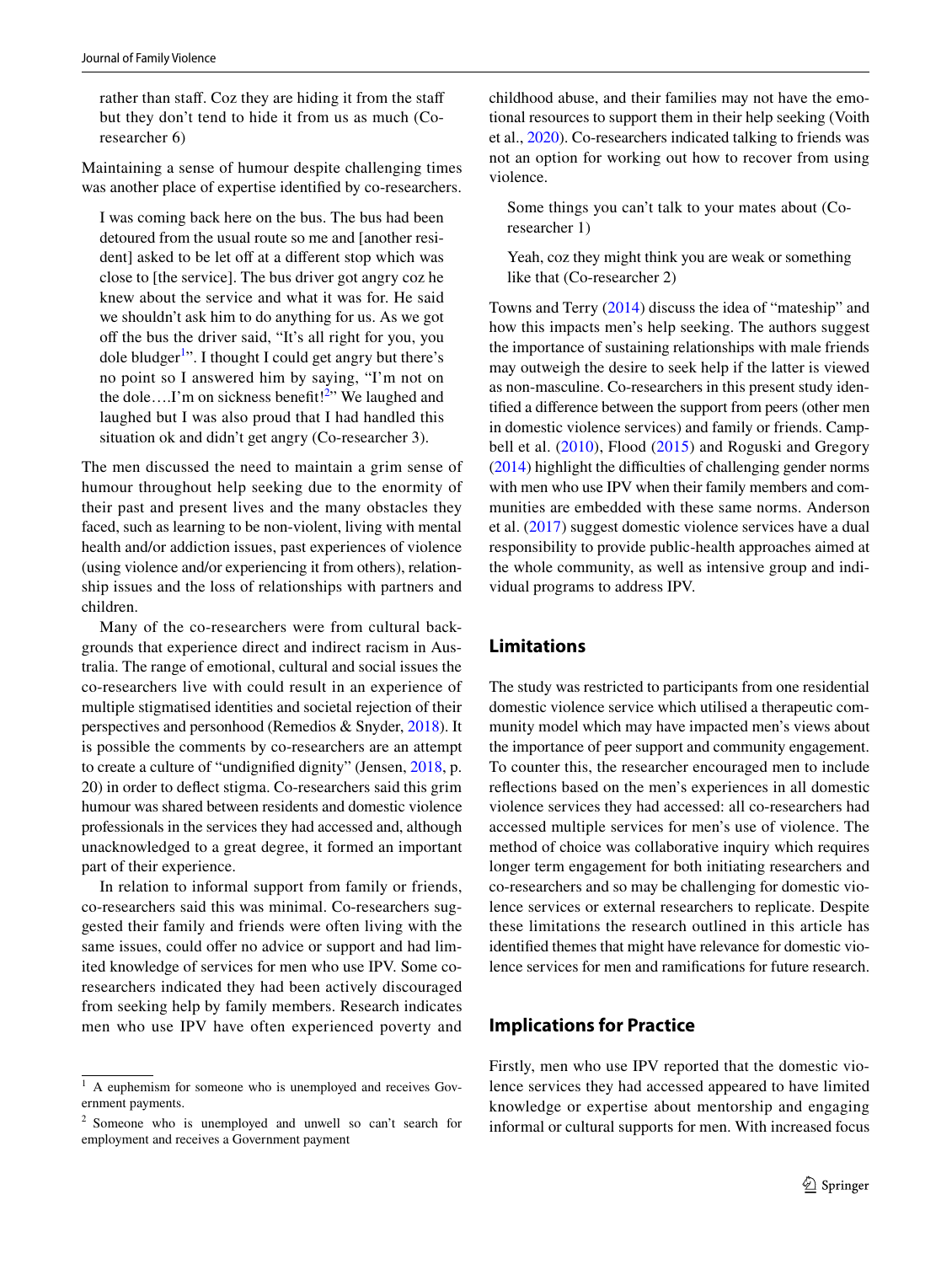> rather than staff. Coz they are hiding it from the staff but they don't tend to hide it from us as much (Co-researcher 6)

Maintaining a sense of humour despite challenging times was another place of expertise identified by co-researchers.

> I was coming back here on the bus. The bus had been detoured from the usual route so me and [another resident] asked to be let off at a different stop which was close to [the service]. The bus driver got angry coz he knew about the service and what it was for. He said we shouldn't ask him to do anything for us. As we got off the bus the driver said, "It's all right for you, you dole bludger[1]". I thought I could get angry but there's no point so I answered him by saying, "I'm not on the dole….I'm on sickness benefit![2]" We laughed and laughed but I was also proud that I had handled this situation ok and didn't get angry (Co-researcher 3).

The men discussed the need to maintain a grim sense of humour throughout help seeking due to the enormity of their past and present lives and the many obstacles they faced, such as learning to be non-violent, living with mental health and/or addiction issues, past experiences of violence (using violence and/or experiencing it from others), relationship issues and the loss of relationships with partners and children.

Many of the co-researchers were from cultural backgrounds that experience direct and indirect racism in Australia. The range of emotional, cultural and social issues the co-researchers live with could result in an experience of multiple stigmatised identities and societal rejection of their perspectives and personhood (Remedios & Snyder, 2018). It is possible the comments by co-researchers are an attempt to create a culture of "undignified dignity" (Jensen, 2018, p. 20) in order to deflect stigma. Co-researchers said this grim humour was shared between residents and domestic violence professionals in the services they had accessed and, although unacknowledged to a great degree, it formed an important part of their experience.

In relation to informal support from family or friends, co-researchers said this was minimal. Co-researchers suggested their family and friends were often living with the same issues, could offer no advice or support and had limited knowledge of services for men who use IPV. Some co-researchers indicated they had been actively discouraged from seeking help by family members. Research indicates men who use IPV have often experienced poverty and childhood abuse, and their families may not have the emotional resources to support them in their help seeking (Voith et al., 2020). Co-researchers indicated talking to friends was not an option for working out how to recover from using violence.

> Some things you can't talk to your mates about (Co-researcher 1)

> Yeah, coz they might think you are weak or something like that (Co-researcher 2)

Towns and Terry (2014) discuss the idea of "mateship" and how this impacts men's help seeking. The authors suggest the importance of sustaining relationships with male friends may outweigh the desire to seek help if the latter is viewed as non-masculine. Co-researchers in this present study identified a difference between the support from peers (other men in domestic violence services) and family or friends. Campbell et al. (2010), Flood (2015) and Roguski and Gregory (2014) highlight the difficulties of challenging gender norms with men who use IPV when their family members and communities are embedded with these same norms. Anderson et al. (2017) suggest domestic violence services have a dual responsibility to provide public-health approaches aimed at the whole community, as well as intensive group and individual programs to address IPV.

## Limitations

The study was restricted to participants from one residential domestic violence service which utilised a therapeutic community model which may have impacted men's views about the importance of peer support and community engagement. To counter this, the researcher encouraged men to include reflections based on the men's experiences in all domestic violence services they had accessed: all co-researchers had accessed multiple services for men's use of violence. The method of choice was collaborative inquiry which requires longer term engagement for both initiating researchers and co-researchers and so may be challenging for domestic violence services or external researchers to replicate. Despite these limitations the research outlined in this article has identified themes that might have relevance for domestic violence services for men and ramifications for future research.

## Implications for Practice

Firstly, men who use IPV reported that the domestic violence services they had accessed appeared to have limited knowledge or expertise about mentorship and engaging informal or cultural supports for men. With increased focus

---

[1] A euphemism for someone who is unemployed and receives Government payments.

[2] Someone who is unemployed and unwell so can't search for employment and receives a Government payment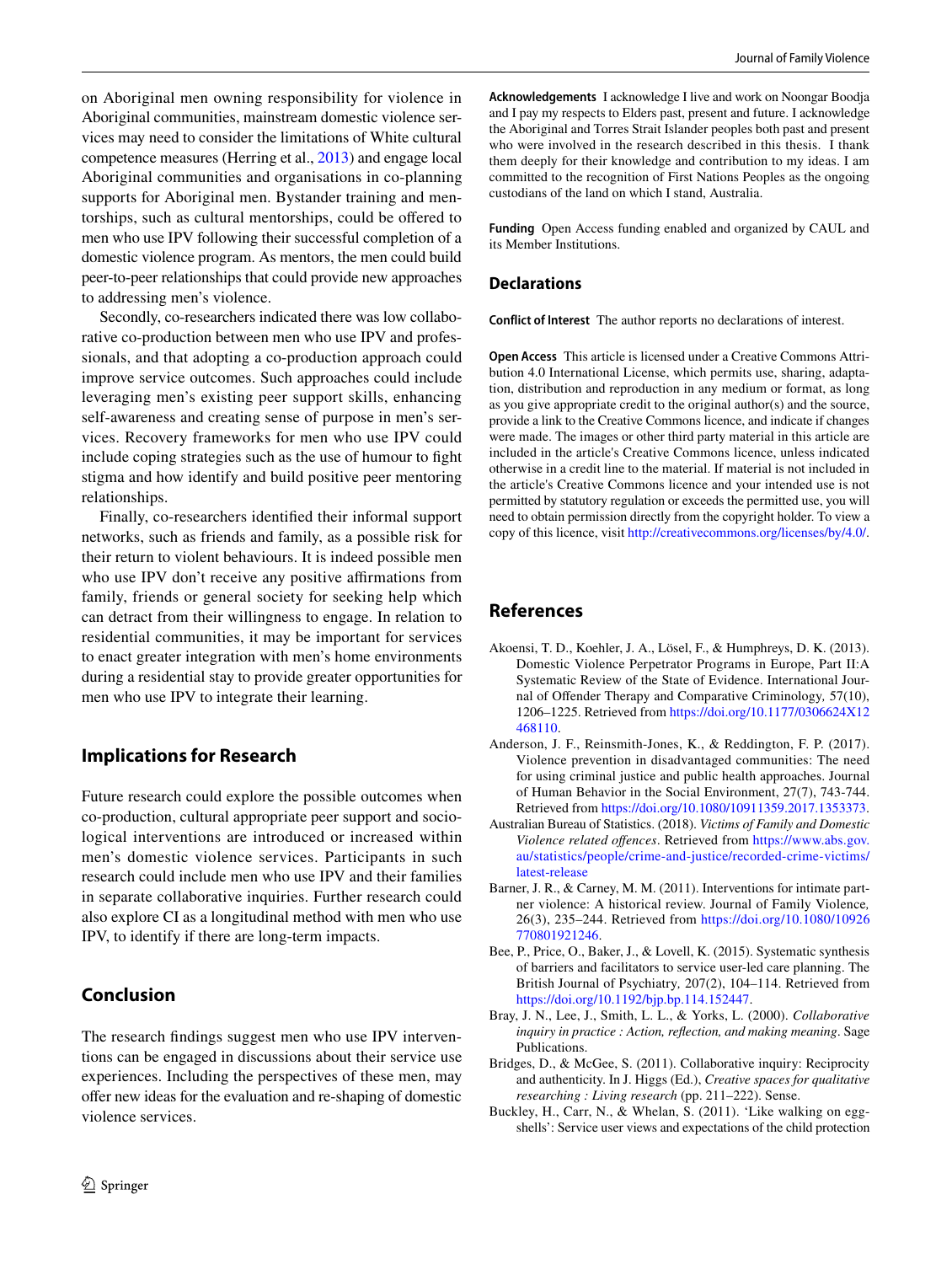on Aboriginal men owning responsibility for violence in Aboriginal communities, mainstream domestic violence services may need to consider the limitations of White cultural competence measures (Herring et al., 2013) and engage local Aboriginal communities and organisations in co-planning supports for Aboriginal men. Bystander training and mentorships, such as cultural mentorships, could be offered to men who use IPV following their successful completion of a domestic violence program. As mentors, the men could build peer-to-peer relationships that could provide new approaches to addressing men's violence.

Secondly, co-researchers indicated there was low collaborative co-production between men who use IPV and professionals, and that adopting a co-production approach could improve service outcomes. Such approaches could include leveraging men's existing peer support skills, enhancing self-awareness and creating sense of purpose in men's services. Recovery frameworks for men who use IPV could include coping strategies such as the use of humour to fight stigma and how identify and build positive peer mentoring relationships.

Finally, co-researchers identified their informal support networks, such as friends and family, as a possible risk for their return to violent behaviours. It is indeed possible men who use IPV don't receive any positive affirmations from family, friends or general society for seeking help which can detract from their willingness to engage. In relation to residential communities, it may be important for services to enact greater integration with men's home environments during a residential stay to provide greater opportunities for men who use IPV to integrate their learning.

## Implications for Research

Future research could explore the possible outcomes when co-production, cultural appropriate peer support and sociological interventions are introduced or increased within men's domestic violence services. Participants in such research could include men who use IPV and their families in separate collaborative inquiries. Further research could also explore CI as a longitudinal method with men who use IPV, to identify if there are long-term impacts.

## Conclusion

The research findings suggest men who use IPV interventions can be engaged in discussions about their service use experiences. Including the perspectives of these men, may offer new ideas for the evaluation and re-shaping of domestic violence services.

**Acknowledgements** I acknowledge I live and work on Noongar Boodja and I pay my respects to Elders past, present and future. I acknowledge the Aboriginal and Torres Strait Islander peoples both past and present who were involved in the research described in this thesis. I thank them deeply for their knowledge and contribution to my ideas. I am committed to the recognition of First Nations Peoples as the ongoing custodians of the land on which I stand, Australia.

**Funding** Open Access funding enabled and organized by CAUL and its Member Institutions.

## Declarations

**Conflict of Interest** The author reports no declarations of interest.

**Open Access** This article is licensed under a Creative Commons Attribution 4.0 International License, which permits use, sharing, adaptation, distribution and reproduction in any medium or format, as long as you give appropriate credit to the original author(s) and the source, provide a link to the Creative Commons licence, and indicate if changes were made. The images or other third party material in this article are included in the article's Creative Commons licence, unless indicated otherwise in a credit line to the material. If material is not included in the article's Creative Commons licence and your intended use is not permitted by statutory regulation or exceeds the permitted use, you will need to obtain permission directly from the copyright holder. To view a copy of this licence, visit http://creativecommons.org/licenses/by/4.0/.

## References

Akoensi, T. D., Koehler, J. A., Lösel, F., & Humphreys, D. K. (2013). Domestic Violence Perpetrator Programs in Europe, Part II:A Systematic Review of the State of Evidence. International Journal of Offender Therapy and Comparative Criminology, 57(10), 1206–1225. Retrieved from https://doi.org/10.1177/0306624X12468110.

Anderson, J. F., Reinsmith-Jones, K., & Reddington, F. P. (2017). Violence prevention in disadvantaged communities: The need for using criminal justice and public health approaches. Journal of Human Behavior in the Social Environment, 27(7), 743-744. Retrieved from https://doi.org/10.1080/10911359.2017.1353373.

Australian Bureau of Statistics. (2018). *Victims of Family and Domestic Violence related offences*. Retrieved from https://www.abs.gov.au/statistics/people/crime-and-justice/recorded-crime-victims/latest-release

Barner, J. R., & Carney, M. M. (2011). Interventions for intimate partner violence: A historical review. Journal of Family Violence, 26(3), 235–244. Retrieved from https://doi.org/10.1080/10926770801921246.

Bee, P., Price, O., Baker, J., & Lovell, K. (2015). Systematic synthesis of barriers and facilitators to service user-led care planning. The British Journal of Psychiatry, 207(2), 104–114. Retrieved from https://doi.org/10.1192/bjp.bp.114.152447.

Bray, J. N., Lee, J., Smith, L. L., & Yorks, L. (2000). *Collaborative inquiry in practice : Action, reflection, and making meaning*. Sage Publications.

Bridges, D., & McGee, S. (2011). Collaborative inquiry: Reciprocity and authenticity. In J. Higgs (Ed.), *Creative spaces for qualitative researching : Living research* (pp. 211–222). Sense.

Buckley, H., Carr, N., & Whelan, S. (2011). 'Like walking on eggshells': Service user views and expectations of the child protection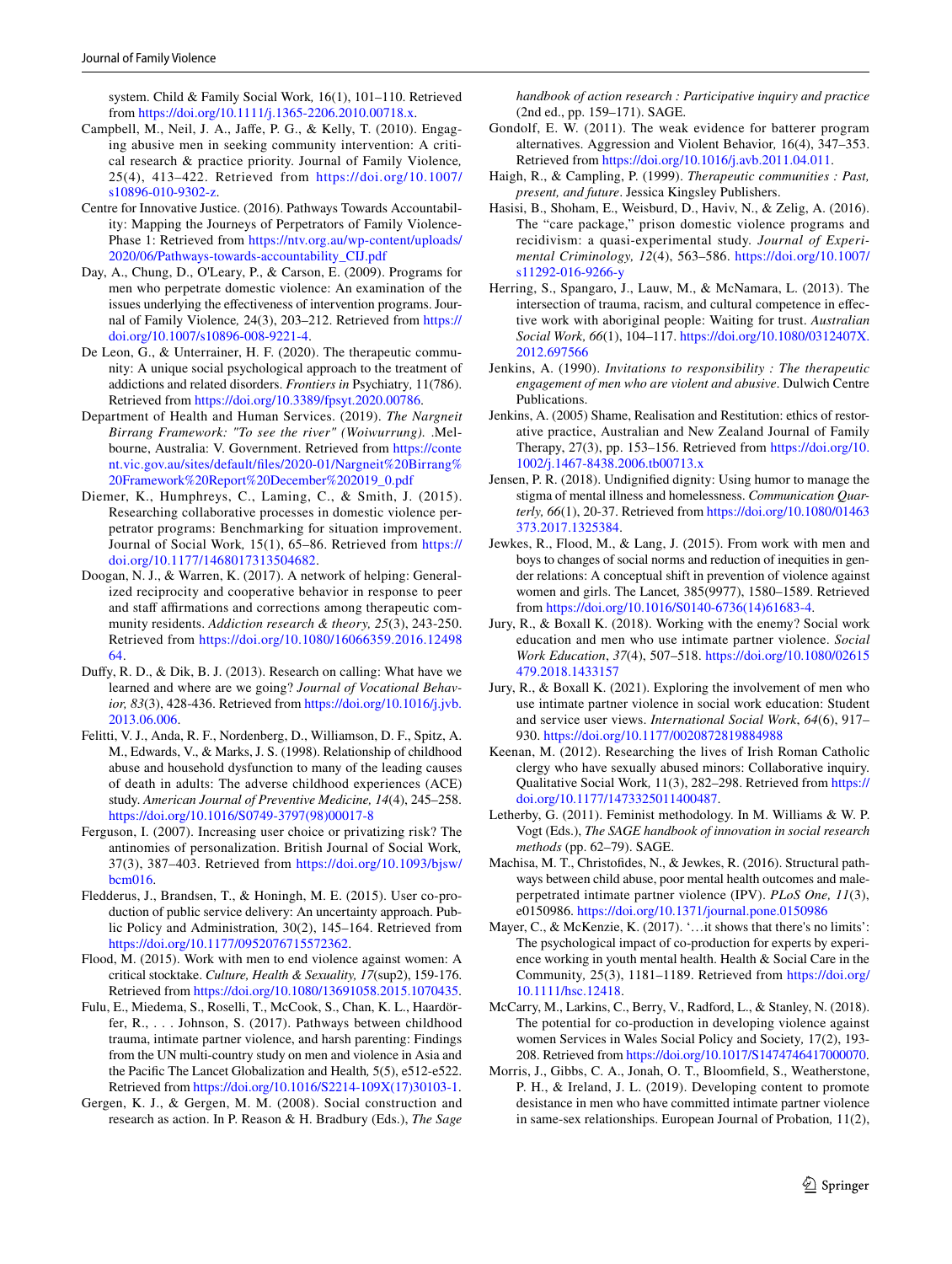system. Child & Family Social Work, 16(1), 101–110. Retrieved from https://doi.org/10.1111/j.1365-2206.2010.00718.x.

Campbell, M., Neil, J. A., Jaffe, P. G., & Kelly, T. (2010). Engaging abusive men in seeking community intervention: A critical research & practice priority. Journal of Family Violence, 25(4), 413–422. Retrieved from https://doi.org/10.1007/s10896-010-9302-z.

Centre for Innovative Justice. (2016). Pathways Towards Accountability: Mapping the Journeys of Perpetrators of Family Violence-Phase 1: Retrieved from https://ntv.org.au/wp-content/uploads/2020/06/Pathways-towards-accountability_CIJ.pdf

Day, A., Chung, D., O'Leary, P., & Carson, E. (2009). Programs for men who perpetrate domestic violence: An examination of the issues underlying the effectiveness of intervention programs. Journal of Family Violence, 24(3), 203–212. Retrieved from https://doi.org/10.1007/s10896-008-9221-4.

De Leon, G., & Unterrainer, H. F. (2020). The therapeutic community: A unique social psychological approach to the treatment of addictions and related disorders. *Frontiers in* Psychiatry, 11(786). Retrieved from https://doi.org/10.3389/fpsyt.2020.00786.

Department of Health and Human Services. (2019). *The Nargneit Birrang Framework: "To see the river" (Woiwurrung).* .Melbourne, Australia: V. Government. Retrieved from https://content.vic.gov.au/sites/default/files/2020-01/Nargneit%20Birrang%20Framework%20Report%20December%202019_0.pdf

Diemer, K., Humphreys, C., Laming, C., & Smith, J. (2015). Researching collaborative processes in domestic violence perpetrator programs: Benchmarking for situation improvement. Journal of Social Work, 15(1), 65–86. Retrieved from https://doi.org/10.1177/1468017313504682.

Doogan, N. J., & Warren, K. (2017). A network of helping: Generalized reciprocity and cooperative behavior in response to peer and staff affirmations and corrections among therapeutic community residents. *Addiction research & theory, 25*(3), 243-250. Retrieved from https://doi.org/10.1080/16066359.2016.1249864.

Duffy, R. D., & Dik, B. J. (2013). Research on calling: What have we learned and where are we going? *Journal of Vocational Behavior, 83*(3), 428-436. Retrieved from https://doi.org/10.1016/j.jvb.2013.06.006.

Felitti, V. J., Anda, R. F., Nordenberg, D., Williamson, D. F., Spitz, A. M., Edwards, V., & Marks, J. S. (1998). Relationship of childhood abuse and household dysfunction to many of the leading causes of death in adults: The adverse childhood experiences (ACE) study. *American Journal of Preventive Medicine, 14*(4), 245–258. https://doi.org/10.1016/S0749-3797(98)00017-8

Ferguson, I. (2007). Increasing user choice or privatizing risk? The antinomies of personalization. British Journal of Social Work, 37(3), 387–403. Retrieved from https://doi.org/10.1093/bjsw/bcm016.

Fledderus, J., Brandsen, T., & Honingh, M. E. (2015). User co-production of public service delivery: An uncertainty approach. Public Policy and Administration, 30(2), 145–164. Retrieved from https://doi.org/10.1177/0952076715572362.

Flood, M. (2015). Work with men to end violence against women: A critical stocktake. *Culture, Health & Sexuality, 17*(sup2), 159-176. Retrieved from https://doi.org/10.1080/13691058.2015.1070435.

Fulu, E., Miedema, S., Roselli, T., McCook, S., Chan, K. L., Haardörfer, R., . . . Johnson, S. (2017). Pathways between childhood trauma, intimate partner violence, and harsh parenting: Findings from the UN multi-country study on men and violence in Asia and the Pacific The Lancet Globalization and Health, 5(5), e512-e522. Retrieved from https://doi.org/10.1016/S2214-109X(17)30103-1.

Gergen, K. J., & Gergen, M. M. (2008). Social construction and research as action. In P. Reason & H. Bradbury (Eds.), *The Sage handbook of action research : Participative inquiry and practice* (2nd ed., pp. 159–171). SAGE.

Gondolf, E. W. (2011). The weak evidence for batterer program alternatives. Aggression and Violent Behavior, 16(4), 347–353. Retrieved from https://doi.org/10.1016/j.avb.2011.04.011.

Haigh, R., & Campling, P. (1999). *Therapeutic communities : Past, present, and future*. Jessica Kingsley Publishers.

Hasisi, B., Shoham, E., Weisburd, D., Haviv, N., & Zelig, A. (2016). The "care package," prison domestic violence programs and recidivism: a quasi-experimental study. *Journal of Experimental Criminology, 12*(4), 563–586. https://doi.org/10.1007/s11292-016-9266-y

Herring, S., Spangaro, J., Lauw, M., & McNamara, L. (2013). The intersection of trauma, racism, and cultural competence in effective work with aboriginal people: Waiting for trust. *Australian Social Work, 66*(1), 104–117. https://doi.org/10.1080/0312407X.2012.697566

Jenkins, A. (1990). *Invitations to responsibility : The therapeutic engagement of men who are violent and abusive*. Dulwich Centre Publications.

Jenkins, A. (2005) Shame, Realisation and Restitution: ethics of restorative practice, Australian and New Zealand Journal of Family Therapy, 27(3), pp. 153–156. Retrieved from https://doi.org/10.1002/j.1467-8438.2006.tb00713.x

Jensen, P. R. (2018). Undignified dignity: Using humor to manage the stigma of mental illness and homelessness. *Communication Quarterly, 66*(1), 20-37. Retrieved from https://doi.org/10.1080/01463373.2017.1325384.

Jewkes, R., Flood, M., & Lang, J. (2015). From work with men and boys to changes of social norms and reduction of inequities in gender relations: A conceptual shift in prevention of violence against women and girls. The Lancet, 385(9977), 1580–1589. Retrieved from https://doi.org/10.1016/S0140-6736(14)61683-4.

Jury, R., & Boxall K. (2018). Working with the enemy? Social work education and men who use intimate partner violence. *Social Work Education, 37*(4), 507–518. https://doi.org/10.1080/02615479.2018.1433157

Jury, R., & Boxall K. (2021). Exploring the involvement of men who use intimate partner violence in social work education: Student and service user views. *International Social Work*, *64*(6), 917–930. https://doi.org/10.1177/0020872819884988

Keenan, M. (2012). Researching the lives of Irish Roman Catholic clergy who have sexually abused minors: Collaborative inquiry. Qualitative Social Work, 11(3), 282–298. Retrieved from https://doi.org/10.1177/1473325011400487.

Letherby, G. (2011). Feminist methodology. In M. Williams & W. P. Vogt (Eds.), *The SAGE handbook of innovation in social research methods* (pp. 62–79). SAGE.

Machisa, M. T., Christofides, N., & Jewkes, R. (2016). Structural pathways between child abuse, poor mental health outcomes and male-perpetrated intimate partner violence (IPV). *PLoS One, 11*(3), e0150986. https://doi.org/10.1371/journal.pone.0150986

Mayer, C., & McKenzie, K. (2017). '…it shows that there's no limits': The psychological impact of co-production for experts by experience working in youth mental health. Health & Social Care in the Community, 25(3), 1181–1189. Retrieved from https://doi.org/10.1111/hsc.12418.

McCarry, M., Larkins, C., Berry, V., Radford, L., & Stanley, N. (2018). The potential for co-production in developing violence against women Services in Wales Social Policy and Society, 17(2), 193-208. Retrieved from https://doi.org/10.1017/S1474746417000070.

Morris, J., Gibbs, C. A., Jonah, O. T., Bloomfield, S., Weatherstone, P. H., & Ireland, J. L. (2019). Developing content to promote desistance in men who have committed intimate partner violence in same-sex relationships. European Journal of Probation, 11(2),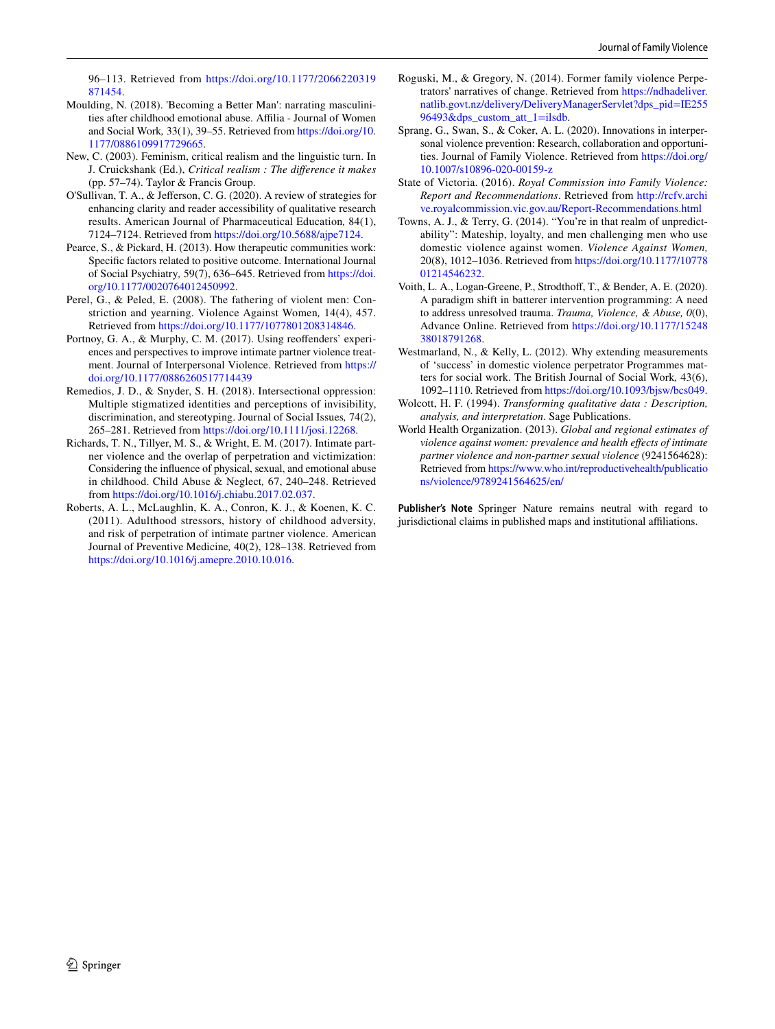96–113. Retrieved from https://doi.org/10.1177/2066220319871454.

Moulding, N. (2018). 'Becoming a Better Man': narrating masculinities after childhood emotional abuse. Affilia - Journal of Women and Social Work*,* 33(1), 39–55. Retrieved from https://doi.org/10.1177/0886109917729665.

New, C. (2003). Feminism, critical realism and the linguistic turn. In J. Cruickshank (Ed.), *Critical realism : The difference it makes* (pp. 57–74). Taylor & Francis Group.

O'Sullivan, T. A., & Jefferson, C. G. (2020). A review of strategies for enhancing clarity and reader accessibility of qualitative research results. American Journal of Pharmaceutical Education*,* 84(1), 7124–7124. Retrieved from https://doi.org/10.5688/ajpe7124.

Pearce, S., & Pickard, H. (2013). How therapeutic communities work: Specific factors related to positive outcome. International Journal of Social Psychiatry*,* 59(7), 636–645. Retrieved from https://doi.org/10.1177/0020764012450992.

Perel, G., & Peled, E. (2008). The fathering of violent men: Constriction and yearning. Violence Against Women*,* 14(4), 457. Retrieved from https://doi.org/10.1177/1077801208314846.

Portnoy, G. A., & Murphy, C. M. (2017). Using reoffenders' experiences and perspectives to improve intimate partner violence treatment. Journal of Interpersonal Violence. Retrieved from https://doi.org/10.1177/0886260517714439

Remedios, J. D., & Snyder, S. H. (2018). Intersectional oppression: Multiple stigmatized identities and perceptions of invisibility, discrimination, and stereotyping. Journal of Social Issues*,* 74(2), 265–281. Retrieved from https://doi.org/10.1111/josi.12268.

Richards, T. N., Tillyer, M. S., & Wright, E. M. (2017). Intimate partner violence and the overlap of perpetration and victimization: Considering the influence of physical, sexual, and emotional abuse in childhood. Child Abuse & Neglect*,* 67, 240–248. Retrieved from https://doi.org/10.1016/j.chiabu.2017.02.037.

Roberts, A. L., McLaughlin, K. A., Conron, K. J., & Koenen, K. C. (2011). Adulthood stressors, history of childhood adversity, and risk of perpetration of intimate partner violence. American Journal of Preventive Medicine*,* 40(2), 128–138. Retrieved from https://doi.org/10.1016/j.amepre.2010.10.016.

Roguski, M., & Gregory, N. (2014). Former family violence Perpetrators' narratives of change. Retrieved from https://ndhadeliver.natlib.govt.nz/delivery/DeliveryManagerServlet?dps_pid=IE25596493&dps_custom_att_1=ilsdb.

Sprang, G., Swan, S., & Coker, A. L. (2020). Innovations in interpersonal violence prevention: Research, collaboration and opportunities. Journal of Family Violence. Retrieved from https://doi.org/10.1007/s10896-020-00159-z

State of Victoria. (2016). *Royal Commission into Family Violence: Report and Recommendations*. Retrieved from http://rcfv.archive.royalcommission.vic.gov.au/Report-Recommendations.html

Towns, A. J., & Terry, G. (2014). "You're in that realm of unpredictability": Mateship, loyalty, and men challenging men who use domestic violence against women. *Violence Against Women,* 20(8), 1012–1036. Retrieved from https://doi.org/10.1177/1077801214546232.

Voith, L. A., Logan-Greene, P., Strodthoff, T., & Bender, A. E. (2020). A paradigm shift in batterer intervention programming: A need to address unresolved trauma. *Trauma, Violence, & Abuse, 0*(0), Advance Online. Retrieved from https://doi.org/10.1177/1524838018791268.

Westmarland, N., & Kelly, L. (2012). Why extending measurements of 'success' in domestic violence perpetrator Programmes matters for social work. The British Journal of Social Work*,* 43(6), 1092–1110. Retrieved from https://doi.org/10.1093/bjsw/bcs049.

Wolcott, H. F. (1994). *Transforming qualitative data : Description, analysis, and interpretation*. Sage Publications.

World Health Organization. (2013). *Global and regional estimates of violence against women: prevalence and health effects of intimate partner violence and non-partner sexual violence* (9241564628): Retrieved from https://www.who.int/reproductivehealth/publications/violence/9789241564625/en/

**Publisher's Note** Springer Nature remains neutral with regard to jurisdictional claims in published maps and institutional affiliations.